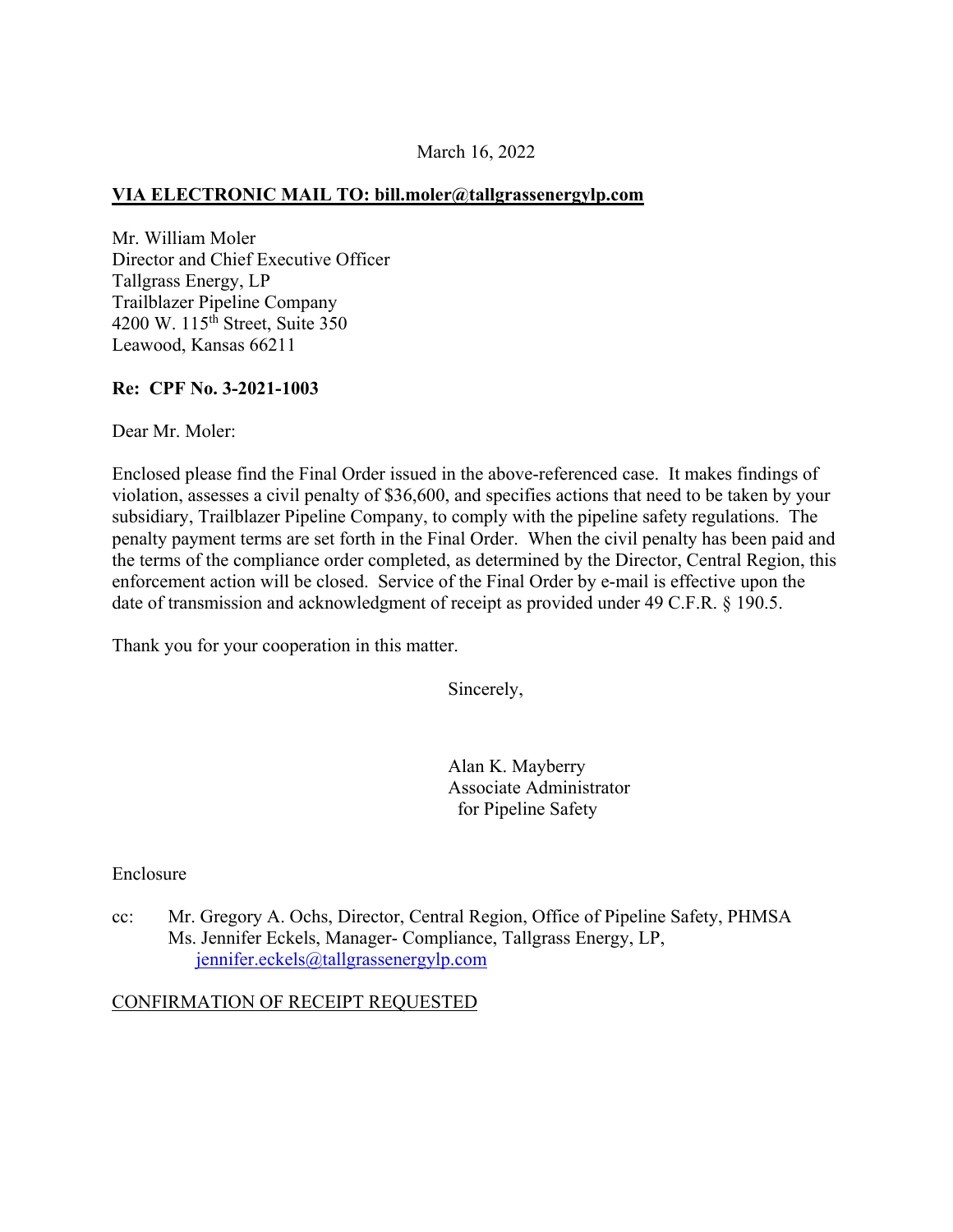March 16, 2022

**VIA ELECTRONIC MAIL TO: bill.moler@tallgrassenergylp.com**

Mr. William Moler
Director and Chief Executive Officer
Tallgrass Energy, LP
Trailblazer Pipeline Company
4200 W. 115th Street, Suite 350
Leawood, Kansas 66211

**Re: CPF No. 3-2021-1003**

Dear Mr. Moler:

Enclosed please find the Final Order issued in the above-referenced case. It makes findings of violation, assesses a civil penalty of $36,600, and specifies actions that need to be taken by your subsidiary, Trailblazer Pipeline Company, to comply with the pipeline safety regulations. The penalty payment terms are set forth in the Final Order. When the civil penalty has been paid and the terms of the compliance order completed, as determined by the Director, Central Region, this enforcement action will be closed. Service of the Final Order by e-mail is effective upon the date of transmission and acknowledgment of receipt as provided under 49 C.F.R. § 190.5.

Thank you for your cooperation in this matter.

Sincerely,

Alan K. Mayberry
Associate Administrator
for Pipeline Safety

Enclosure

cc: Mr. Gregory A. Ochs, Director, Central Region, Office of Pipeline Safety, PHMSA
Ms. Jennifer Eckels, Manager- Compliance, Tallgrass Energy, LP,
jennifer.eckels@tallgrassenergylp.com

CONFIRMATION OF RECEIPT REQUESTED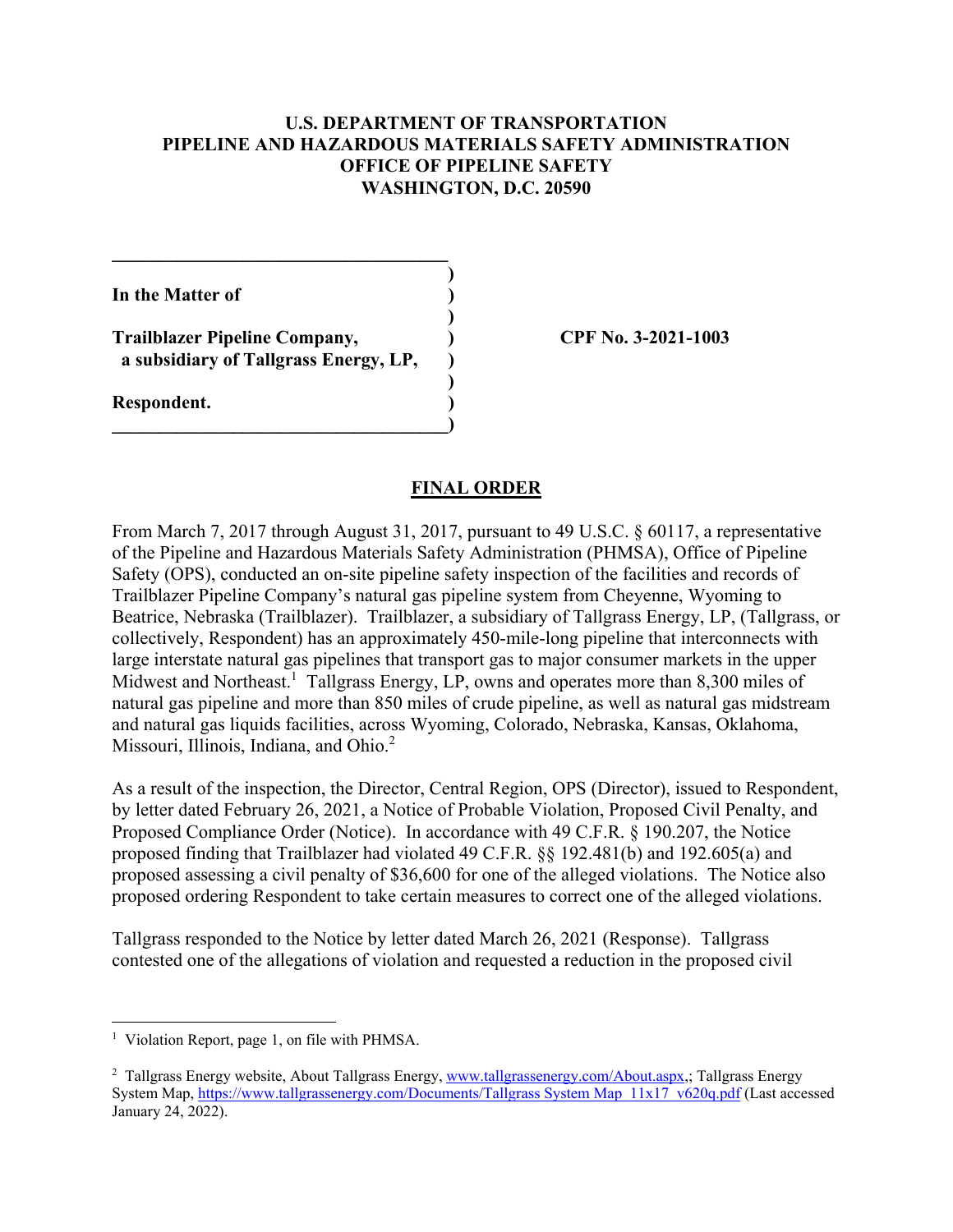**U.S. DEPARTMENT OF TRANSPORTATION**
**PIPELINE AND HAZARDOUS MATERIALS SAFETY ADMINISTRATION**
**OFFICE OF PIPELINE SAFETY**
**WASHINGTON, D.C. 20590**

| | |
|---|---|
| **In the Matter of** | |
| **Trailblazer Pipeline Company, a subsidiary of Tallgrass Energy, LP,** | **CPF No. 3-2021-1003** |
| **Respondent.** | |

## FINAL ORDER

From March 7, 2017 through August 31, 2017, pursuant to 49 U.S.C. § 60117, a representative of the Pipeline and Hazardous Materials Safety Administration (PHMSA), Office of Pipeline Safety (OPS), conducted an on-site pipeline safety inspection of the facilities and records of Trailblazer Pipeline Company's natural gas pipeline system from Cheyenne, Wyoming to Beatrice, Nebraska (Trailblazer). Trailblazer, a subsidiary of Tallgrass Energy, LP, (Tallgrass, or collectively, Respondent) has an approximately 450-mile-long pipeline that interconnects with large interstate natural gas pipelines that transport gas to major consumer markets in the upper Midwest and Northeast.[1] Tallgrass Energy, LP, owns and operates more than 8,300 miles of natural gas pipeline and more than 850 miles of crude pipeline, as well as natural gas midstream and natural gas liquids facilities, across Wyoming, Colorado, Nebraska, Kansas, Oklahoma, Missouri, Illinois, Indiana, and Ohio.[2]

As a result of the inspection, the Director, Central Region, OPS (Director), issued to Respondent, by letter dated February 26, 2021, a Notice of Probable Violation, Proposed Civil Penalty, and Proposed Compliance Order (Notice). In accordance with 49 C.F.R. § 190.207, the Notice proposed finding that Trailblazer had violated 49 C.F.R. §§ 192.481(b) and 192.605(a) and proposed assessing a civil penalty of $36,600 for one of the alleged violations. The Notice also proposed ordering Respondent to take certain measures to correct one of the alleged violations.

Tallgrass responded to the Notice by letter dated March 26, 2021 (Response). Tallgrass contested one of the allegations of violation and requested a reduction in the proposed civil

---

[1] Violation Report, page 1, on file with PHMSA.

[2] Tallgrass Energy website, About Tallgrass Energy, www.tallgrassenergy.com/About.aspx,; Tallgrass Energy System Map, https://www.tallgrassenergy.com/Documents/Tallgrass System Map 11x17 v620q.pdf (Last accessed January 24, 2022).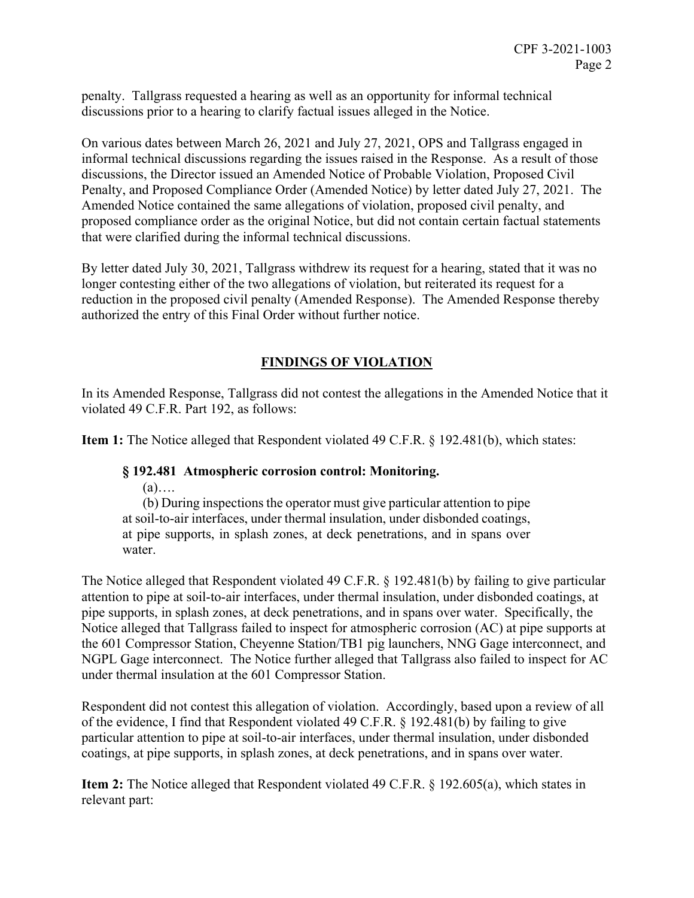penalty. Tallgrass requested a hearing as well as an opportunity for informal technical discussions prior to a hearing to clarify factual issues alleged in the Notice.

On various dates between March 26, 2021 and July 27, 2021, OPS and Tallgrass engaged in informal technical discussions regarding the issues raised in the Response. As a result of those discussions, the Director issued an Amended Notice of Probable Violation, Proposed Civil Penalty, and Proposed Compliance Order (Amended Notice) by letter dated July 27, 2021. The Amended Notice contained the same allegations of violation, proposed civil penalty, and proposed compliance order as the original Notice, but did not contain certain factual statements that were clarified during the informal technical discussions.

By letter dated July 30, 2021, Tallgrass withdrew its request for a hearing, stated that it was no longer contesting either of the two allegations of violation, but reiterated its request for a reduction in the proposed civil penalty (Amended Response). The Amended Response thereby authorized the entry of this Final Order without further notice.

## FINDINGS OF VIOLATION

In its Amended Response, Tallgrass did not contest the allegations in the Amended Notice that it violated 49 C.F.R. Part 192, as follows:

**Item 1:** The Notice alleged that Respondent violated 49 C.F.R. § 192.481(b), which states:

> **§ 192.481 Atmospheric corrosion control: Monitoring.**
>
> (a)….
>
> (b) During inspections the operator must give particular attention to pipe at soil-to-air interfaces, under thermal insulation, under disbonded coatings, at pipe supports, in splash zones, at deck penetrations, and in spans over water.

The Notice alleged that Respondent violated 49 C.F.R. § 192.481(b) by failing to give particular attention to pipe at soil-to-air interfaces, under thermal insulation, under disbonded coatings, at pipe supports, in splash zones, at deck penetrations, and in spans over water. Specifically, the Notice alleged that Tallgrass failed to inspect for atmospheric corrosion (AC) at pipe supports at the 601 Compressor Station, Cheyenne Station/TB1 pig launchers, NNG Gage interconnect, and NGPL Gage interconnect. The Notice further alleged that Tallgrass also failed to inspect for AC under thermal insulation at the 601 Compressor Station.

Respondent did not contest this allegation of violation. Accordingly, based upon a review of all of the evidence, I find that Respondent violated 49 C.F.R. § 192.481(b) by failing to give particular attention to pipe at soil-to-air interfaces, under thermal insulation, under disbonded coatings, at pipe supports, in splash zones, at deck penetrations, and in spans over water.

**Item 2:** The Notice alleged that Respondent violated 49 C.F.R. § 192.605(a), which states in relevant part: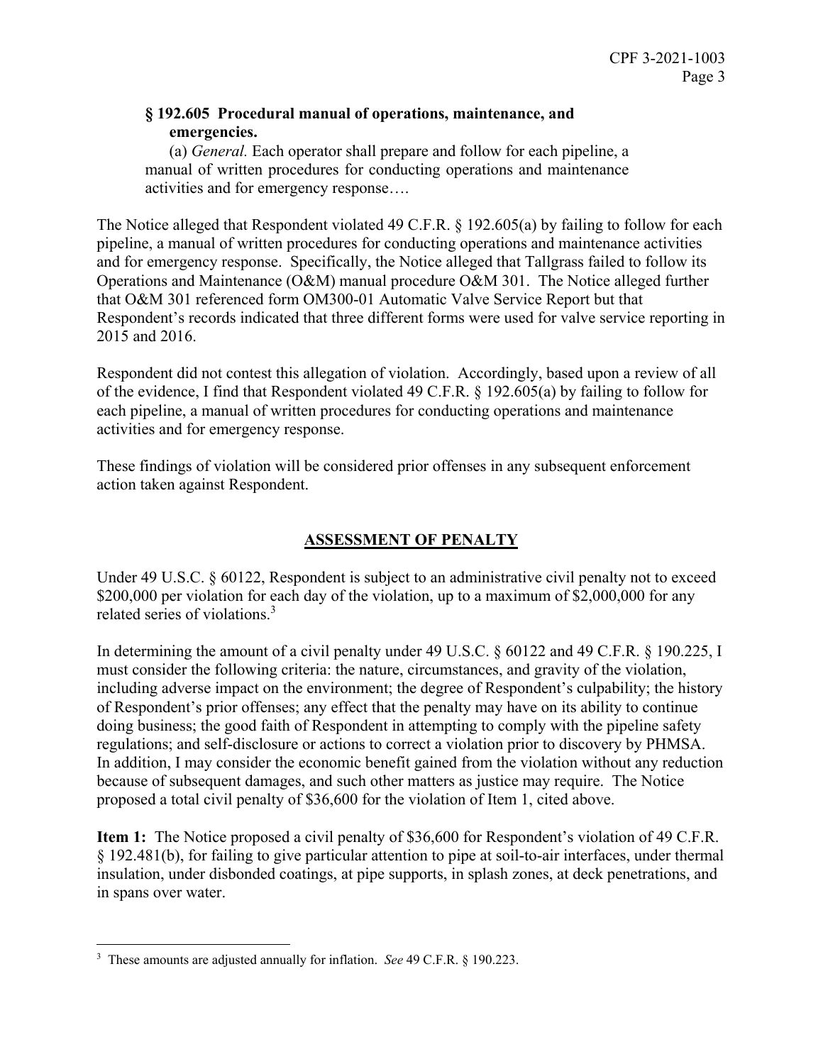**§ 192.605 Procedural manual of operations, maintenance, and emergencies.**

(a) *General.* Each operator shall prepare and follow for each pipeline, a manual of written procedures for conducting operations and maintenance activities and for emergency response….

The Notice alleged that Respondent violated 49 C.F.R. § 192.605(a) by failing to follow for each pipeline, a manual of written procedures for conducting operations and maintenance activities and for emergency response. Specifically, the Notice alleged that Tallgrass failed to follow its Operations and Maintenance (O&M) manual procedure O&M 301. The Notice alleged further that O&M 301 referenced form OM300-01 Automatic Valve Service Report but that Respondent's records indicated that three different forms were used for valve service reporting in 2015 and 2016.

Respondent did not contest this allegation of violation. Accordingly, based upon a review of all of the evidence, I find that Respondent violated 49 C.F.R. § 192.605(a) by failing to follow for each pipeline, a manual of written procedures for conducting operations and maintenance activities and for emergency response.

These findings of violation will be considered prior offenses in any subsequent enforcement action taken against Respondent.

## ASSESSMENT OF PENALTY

Under 49 U.S.C. § 60122, Respondent is subject to an administrative civil penalty not to exceed \$200,000 per violation for each day of the violation, up to a maximum of \$2,000,000 for any related series of violations.[3]

In determining the amount of a civil penalty under 49 U.S.C. § 60122 and 49 C.F.R. § 190.225, I must consider the following criteria: the nature, circumstances, and gravity of the violation, including adverse impact on the environment; the degree of Respondent's culpability; the history of Respondent's prior offenses; any effect that the penalty may have on its ability to continue doing business; the good faith of Respondent in attempting to comply with the pipeline safety regulations; and self-disclosure or actions to correct a violation prior to discovery by PHMSA. In addition, I may consider the economic benefit gained from the violation without any reduction because of subsequent damages, and such other matters as justice may require. The Notice proposed a total civil penalty of \$36,600 for the violation of Item 1, cited above.

**Item 1:** The Notice proposed a civil penalty of \$36,600 for Respondent's violation of 49 C.F.R. § 192.481(b), for failing to give particular attention to pipe at soil-to-air interfaces, under thermal insulation, under disbonded coatings, at pipe supports, in splash zones, at deck penetrations, and in spans over water.

---

[3] These amounts are adjusted annually for inflation. *See* 49 C.F.R. § 190.223.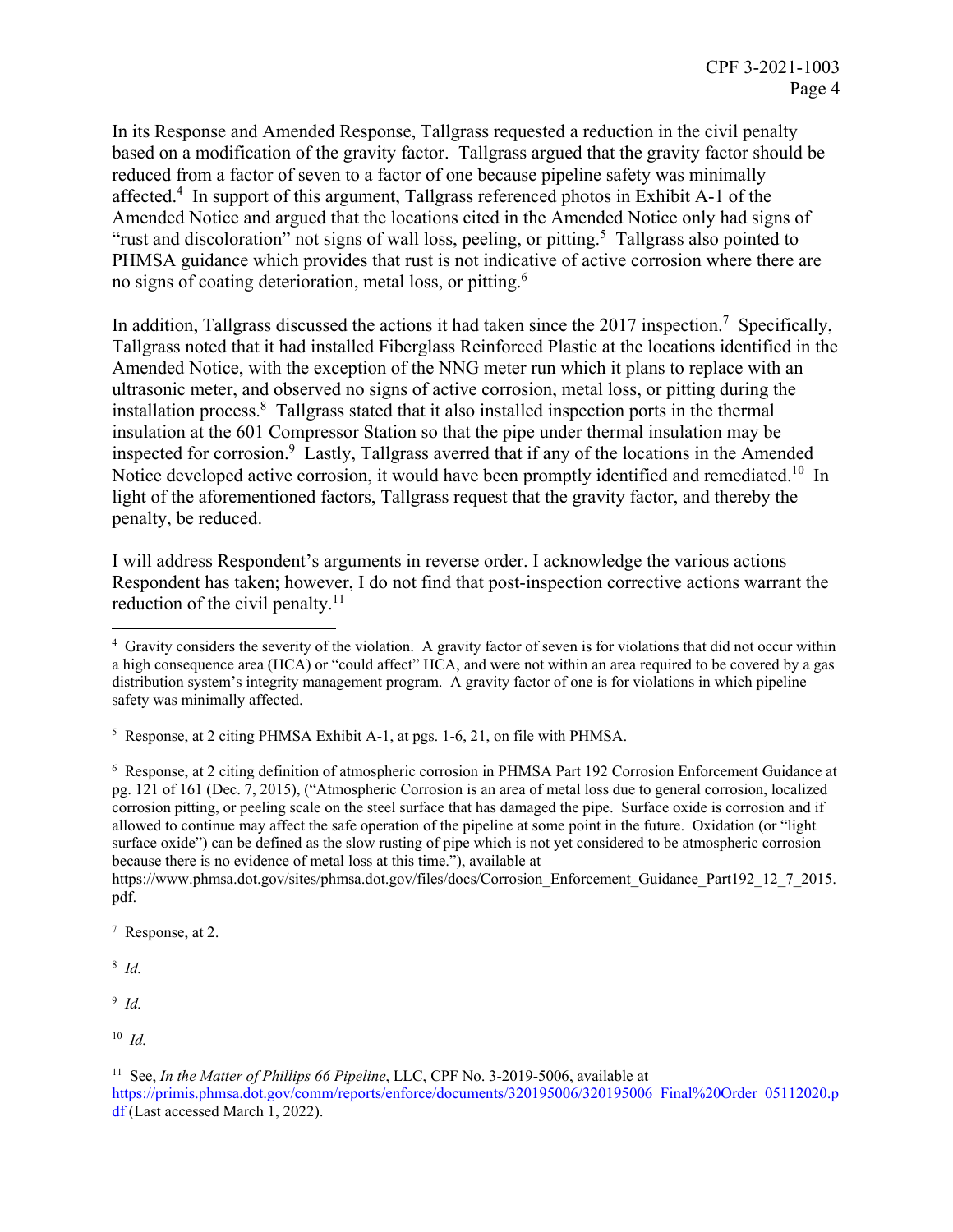In its Response and Amended Response, Tallgrass requested a reduction in the civil penalty based on a modification of the gravity factor. Tallgrass argued that the gravity factor should be reduced from a factor of seven to a factor of one because pipeline safety was minimally affected.[4] In support of this argument, Tallgrass referenced photos in Exhibit A-1 of the Amended Notice and argued that the locations cited in the Amended Notice only had signs of "rust and discoloration" not signs of wall loss, peeling, or pitting.[5] Tallgrass also pointed to PHMSA guidance which provides that rust is not indicative of active corrosion where there are no signs of coating deterioration, metal loss, or pitting.[6]

In addition, Tallgrass discussed the actions it had taken since the 2017 inspection.[7] Specifically, Tallgrass noted that it had installed Fiberglass Reinforced Plastic at the locations identified in the Amended Notice, with the exception of the NNG meter run which it plans to replace with an ultrasonic meter, and observed no signs of active corrosion, metal loss, or pitting during the installation process.[8] Tallgrass stated that it also installed inspection ports in the thermal insulation at the 601 Compressor Station so that the pipe under thermal insulation may be inspected for corrosion.[9] Lastly, Tallgrass averred that if any of the locations in the Amended Notice developed active corrosion, it would have been promptly identified and remediated.[10] In light of the aforementioned factors, Tallgrass request that the gravity factor, and thereby the penalty, be reduced.

I will address Respondent's arguments in reverse order. I acknowledge the various actions Respondent has taken; however, I do not find that post-inspection corrective actions warrant the reduction of the civil penalty.[11]

---

[4] Gravity considers the severity of the violation. A gravity factor of seven is for violations that did not occur within a high consequence area (HCA) or "could affect" HCA, and were not within an area required to be covered by a gas distribution system's integrity management program. A gravity factor of one is for violations in which pipeline safety was minimally affected.

[5] Response, at 2 citing PHMSA Exhibit A-1, at pgs. 1-6, 21, on file with PHMSA.

[6] Response, at 2 citing definition of atmospheric corrosion in PHMSA Part 192 Corrosion Enforcement Guidance at pg. 121 of 161 (Dec. 7, 2015), ("Atmospheric Corrosion is an area of metal loss due to general corrosion, localized corrosion pitting, or peeling scale on the steel surface that has damaged the pipe. Surface oxide is corrosion and if allowed to continue may affect the safe operation of the pipeline at some point in the future. Oxidation (or "light surface oxide") can be defined as the slow rusting of pipe which is not yet considered to be atmospheric corrosion because there is no evidence of metal loss at this time."), available at https://www.phmsa.dot.gov/sites/phmsa.dot.gov/files/docs/Corrosion_Enforcement_Guidance_Part192_12_7_2015.pdf.

[7] Response, at 2.

[8] *Id.*

[9] *Id.*

[10] *Id.*

[11] See, *In the Matter of Phillips 66 Pipeline*, LLC, CPF No. 3-2019-5006, available at https://primis.phmsa.dot.gov/comm/reports/enforce/documents/320195006/320195006_Final%20Order_05112020.pdf (Last accessed March 1, 2022).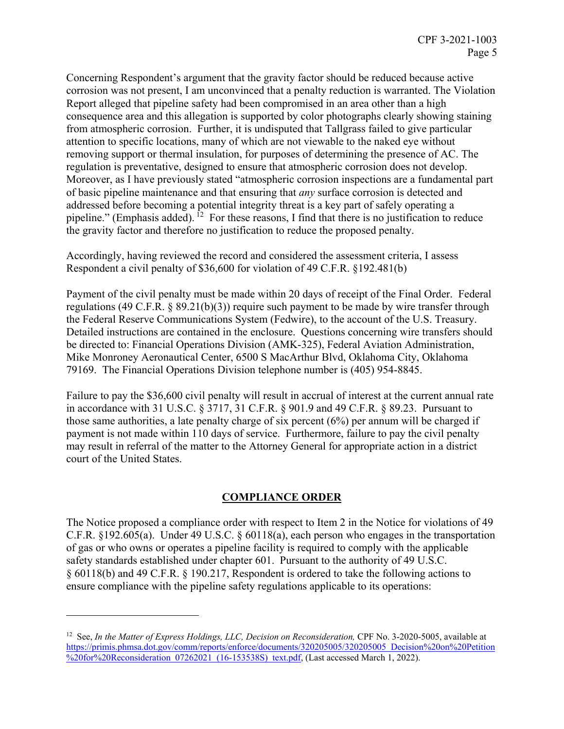Concerning Respondent's argument that the gravity factor should be reduced because active corrosion was not present, I am unconvinced that a penalty reduction is warranted. The Violation Report alleged that pipeline safety had been compromised in an area other than a high consequence area and this allegation is supported by color photographs clearly showing staining from atmospheric corrosion. Further, it is undisputed that Tallgrass failed to give particular attention to specific locations, many of which are not viewable to the naked eye without removing support or thermal insulation, for purposes of determining the presence of AC. The regulation is preventative, designed to ensure that atmospheric corrosion does not develop. Moreover, as I have previously stated "atmospheric corrosion inspections are a fundamental part of basic pipeline maintenance and that ensuring that *any* surface corrosion is detected and addressed before becoming a potential integrity threat is a key part of safely operating a pipeline." (Emphasis added).[12] For these reasons, I find that there is no justification to reduce the gravity factor and therefore no justification to reduce the proposed penalty.

Accordingly, having reviewed the record and considered the assessment criteria, I assess Respondent a civil penalty of $36,600 for violation of 49 C.F.R. §192.481(b)

Payment of the civil penalty must be made within 20 days of receipt of the Final Order. Federal regulations (49 C.F.R. § 89.21(b)(3)) require such payment to be made by wire transfer through the Federal Reserve Communications System (Fedwire), to the account of the U.S. Treasury. Detailed instructions are contained in the enclosure. Questions concerning wire transfers should be directed to: Financial Operations Division (AMK-325), Federal Aviation Administration, Mike Monroney Aeronautical Center, 6500 S MacArthur Blvd, Oklahoma City, Oklahoma 79169. The Financial Operations Division telephone number is (405) 954-8845.

Failure to pay the $36,600 civil penalty will result in accrual of interest at the current annual rate in accordance with 31 U.S.C. § 3717, 31 C.F.R. § 901.9 and 49 C.F.R. § 89.23. Pursuant to those same authorities, a late penalty charge of six percent (6%) per annum will be charged if payment is not made within 110 days of service. Furthermore, failure to pay the civil penalty may result in referral of the matter to the Attorney General for appropriate action in a district court of the United States.

## COMPLIANCE ORDER

The Notice proposed a compliance order with respect to Item 2 in the Notice for violations of 49 C.F.R. §192.605(a). Under 49 U.S.C. § 60118(a), each person who engages in the transportation of gas or who owns or operates a pipeline facility is required to comply with the applicable safety standards established under chapter 601. Pursuant to the authority of 49 U.S.C. § 60118(b) and 49 C.F.R. § 190.217, Respondent is ordered to take the following actions to ensure compliance with the pipeline safety regulations applicable to its operations:

---

[12] See, *In the Matter of Express Holdings, LLC, Decision on Reconsideration,* CPF No. 3-2020-5005, available at https://primis.phmsa.dot.gov/comm/reports/enforce/documents/320205005/320205005_Decision%20on%20Petition%20for%20Reconsideration_07262021_(16-153538S)_text.pdf, (Last accessed March 1, 2022).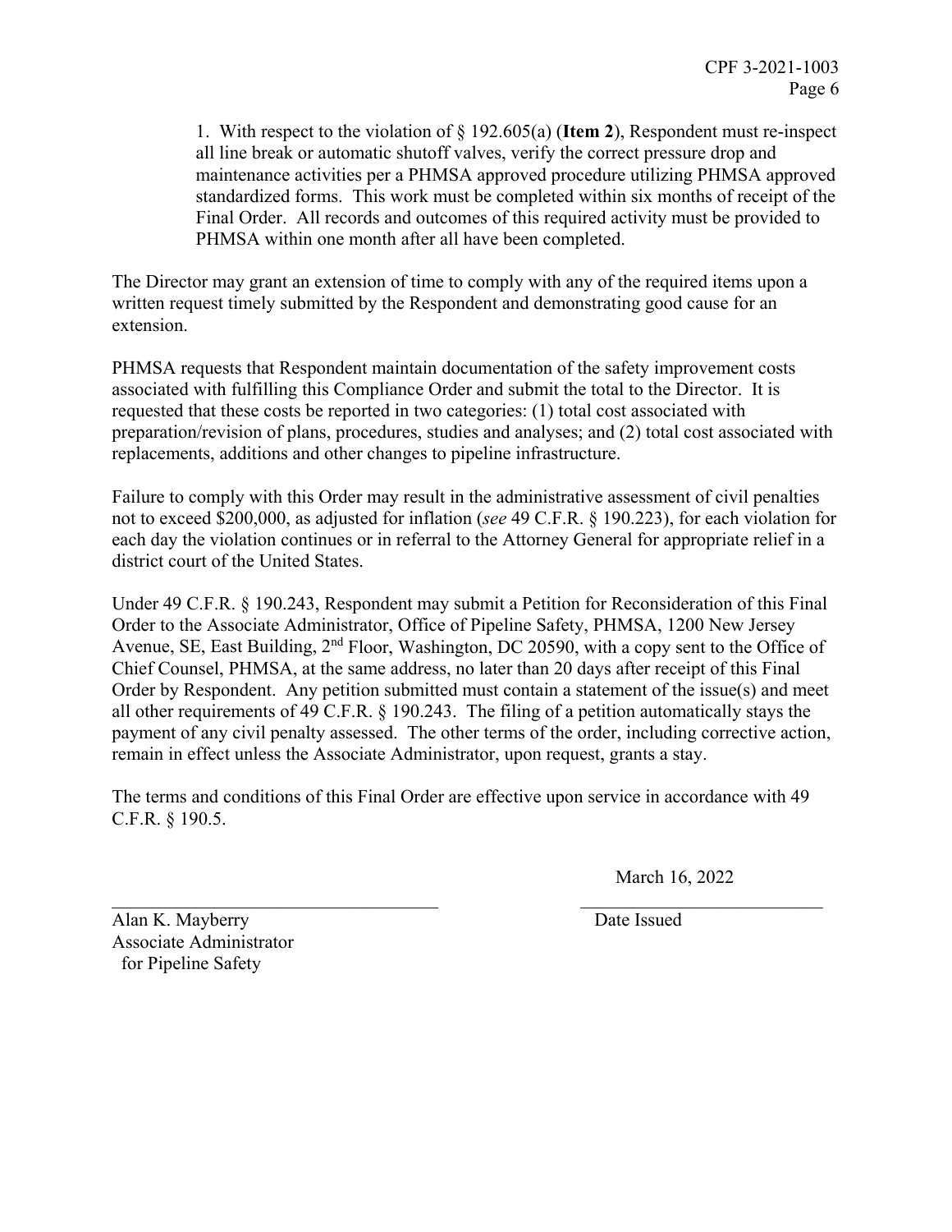1. With respect to the violation of § 192.605(a) (**Item 2**), Respondent must re-inspect all line break or automatic shutoff valves, verify the correct pressure drop and maintenance activities per a PHMSA approved procedure utilizing PHMSA approved standardized forms. This work must be completed within six months of receipt of the Final Order. All records and outcomes of this required activity must be provided to PHMSA within one month after all have been completed.

The Director may grant an extension of time to comply with any of the required items upon a written request timely submitted by the Respondent and demonstrating good cause for an extension.

PHMSA requests that Respondent maintain documentation of the safety improvement costs associated with fulfilling this Compliance Order and submit the total to the Director. It is requested that these costs be reported in two categories: (1) total cost associated with preparation/revision of plans, procedures, studies and analyses; and (2) total cost associated with replacements, additions and other changes to pipeline infrastructure.

Failure to comply with this Order may result in the administrative assessment of civil penalties not to exceed $200,000, as adjusted for inflation (*see* 49 C.F.R. § 190.223), for each violation for each day the violation continues or in referral to the Attorney General for appropriate relief in a district court of the United States.

Under 49 C.F.R. § 190.243, Respondent may submit a Petition for Reconsideration of this Final Order to the Associate Administrator, Office of Pipeline Safety, PHMSA, 1200 New Jersey Avenue, SE, East Building, 2nd Floor, Washington, DC 20590, with a copy sent to the Office of Chief Counsel, PHMSA, at the same address, no later than 20 days after receipt of this Final Order by Respondent. Any petition submitted must contain a statement of the issue(s) and meet all other requirements of 49 C.F.R. § 190.243. The filing of a petition automatically stays the payment of any civil penalty assessed. The other terms of the order, including corrective action, remain in effect unless the Associate Administrator, upon request, grants a stay.

The terms and conditions of this Final Order are effective upon service in accordance with 49 C.F.R. § 190.5.

March 16, 2022

\_\_\_\_\_\_\_\_\_\_\_\_\_\_\_\_\_\_\_\_\_\_\_\_\_\_\_\_\_\_\_\_\_\_\_ \_\_\_\_\_\_\_\_\_\_\_\_\_\_\_\_\_\_\_\_\_\_\_\_\_\_\_

Alan K. Mayberry
Associate Administrator
for Pipeline Safety

Date Issued